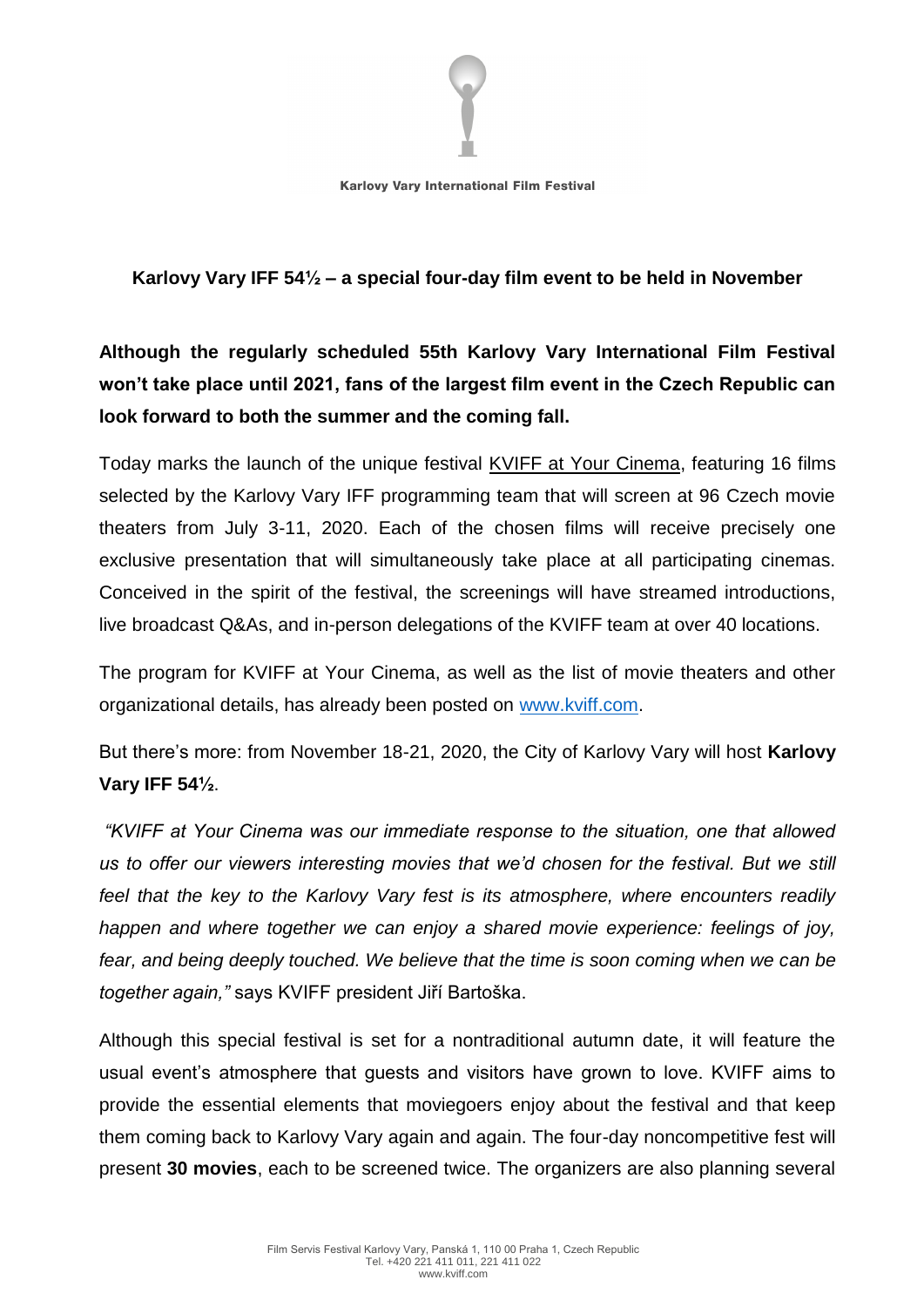Karlovy Vary International Film Festival

**Karlovy Vary IFF 54½ – a special four-day film event to be held in November**

**Although the regularly scheduled 55th Karlovy Vary International Film Festival won't take place until 2021, fans of the largest film event in the Czech Republic can look forward to both the summer and the coming fall.**

Today marks the launch of the unique festival KVIFF at Your Cinema, featuring 16 films selected by the Karlovy Vary IFF programming team that will screen at 96 Czech movie theaters from July 3-11, 2020. Each of the chosen films will receive precisely one exclusive presentation that will simultaneously take place at all participating cinemas. Conceived in the spirit of the festival, the screenings will have streamed introductions, live broadcast Q&As, and in-person delegations of the KVIFF team at over 40 locations.

The program for KVIFF at Your Cinema, as well as the list of movie theaters and other organizational details, has already been posted on www.kviff.com.

But there's more: from November 18-21, 2020, the City of Karlovy Vary will host **Karlovy Vary IFF 54½**.

*"KVIFF at Your Cinema was our immediate response to the situation, one that allowed us to offer our viewers interesting movies that we'd chosen for the festival. But we still feel that the key to the Karlovy Vary fest is its atmosphere, where encounters readily happen and where together we can enjoy a shared movie experience: feelings of joy, fear, and being deeply touched. We believe that the time is soon coming when we can be together again,"* says KVIFF president Jiří Bartoška.

Although this special festival is set for a nontraditional autumn date, it will feature the usual event's atmosphere that guests and visitors have grown to love. KVIFF aims to provide the essential elements that moviegoers enjoy about the festival and that keep them coming back to Karlovy Vary again and again. The four-day noncompetitive fest will present **30 movies**, each to be screened twice. The organizers are also planning several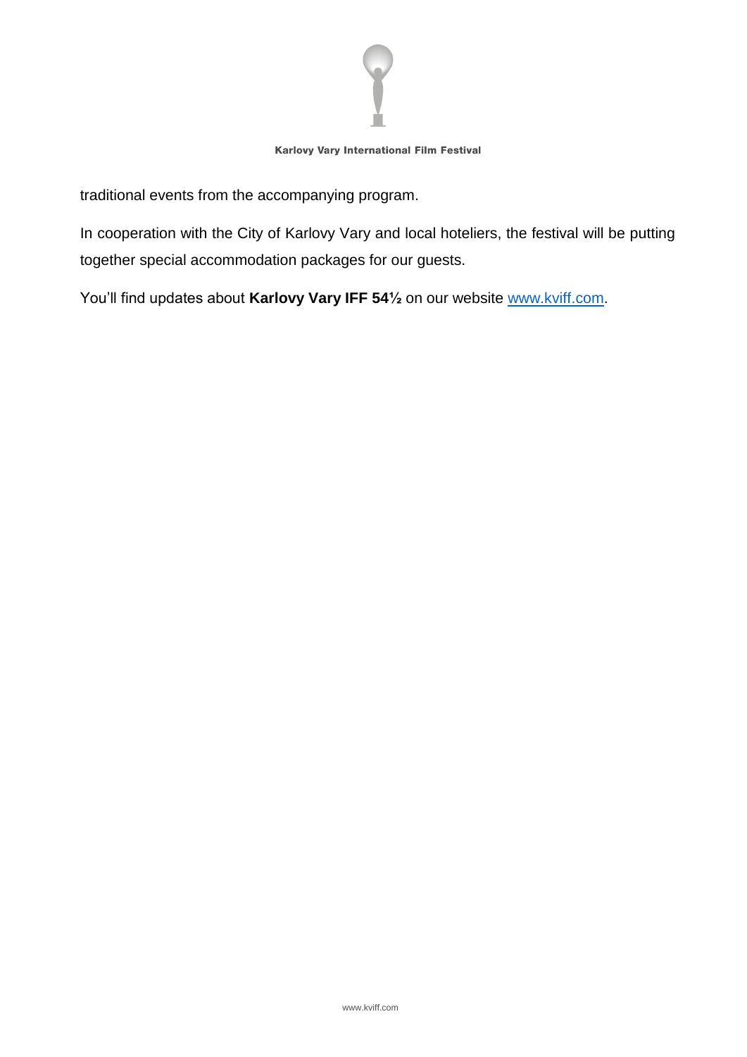traditional events from the accompanying program.

In cooperation with the City of Karlovy Vary and local hoteliers, the festival will be putting together special accommodation packages for our guests.

You'll find updates about **Karlovy Vary IFF 54½** on our website www.kviff.com.